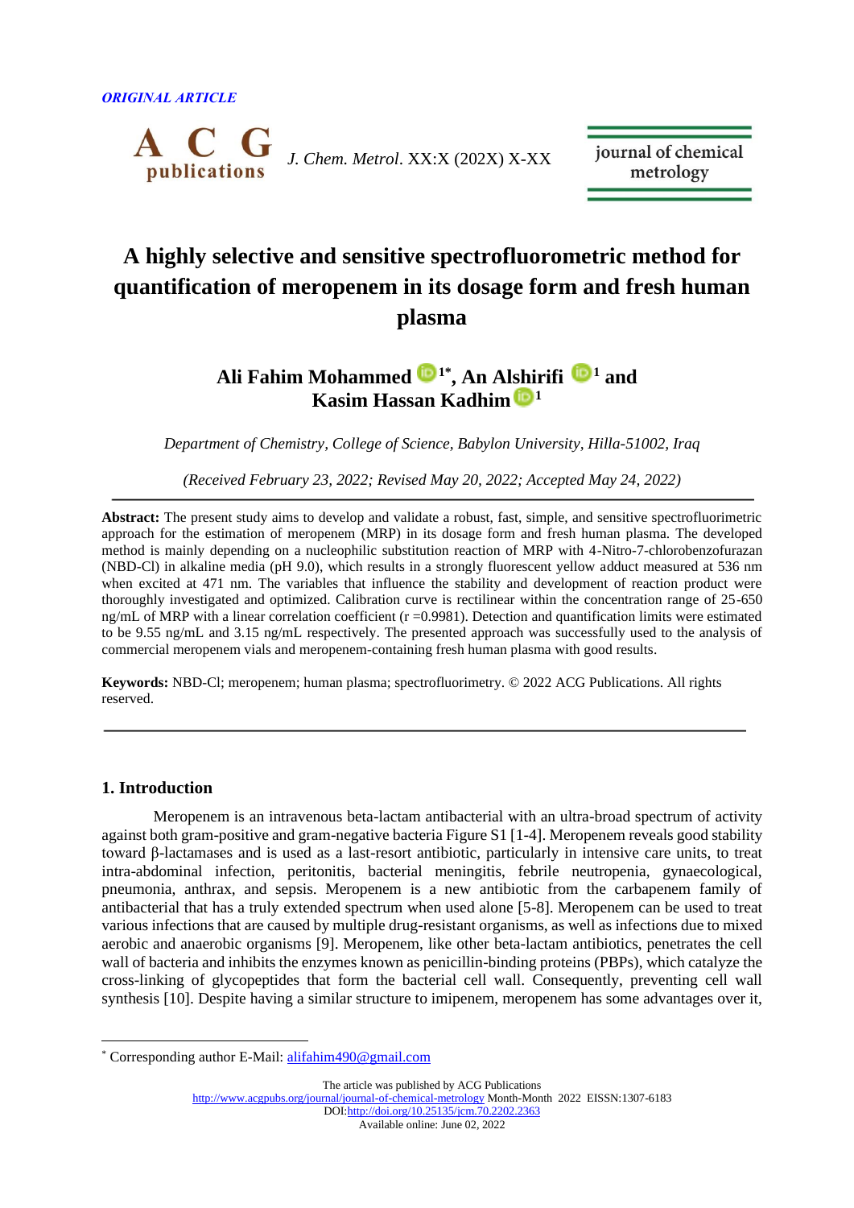ORIGINAL ARTICLE

# A highly selective and sensitive spectrofluorometric method for quantification of meropenem in its dosage form and fresh human plasma

**Ali Fahim Mohammed [1*], An Alshirifi [1] and Kasim Hassan Kadhim [1]**

*Department of Chemistry, College of Science, Babylon University, Hilla-51002, Iraq*

*(Received February 23, 2022; Revised May 20, 2022; Accepted May 24, 2022)*

**Abstract:** The present study aims to develop and validate a robust, fast, simple, and sensitive spectrofluorimetric approach for the estimation of meropenem (MRP) in its dosage form and fresh human plasma. The developed method is mainly depending on a nucleophilic substitution reaction of MRP with 4-Nitro-7-chlorobenzofurazan (NBD-Cl) in alkaline media (pH 9.0), which results in a strongly fluorescent yellow adduct measured at 536 nm when excited at 471 nm. The variables that influence the stability and development of reaction product were thoroughly investigated and optimized. Calibration curve is rectilinear within the concentration range of 25-650 ng/mL of MRP with a linear correlation coefficient (r =0.9981). Detection and quantification limits were estimated to be 9.55 ng/mL and 3.15 ng/mL respectively. The presented approach was successfully used to the analysis of commercial meropenem vials and meropenem-containing fresh human plasma with good results.

**Keywords:** NBD-Cl; meropenem; human plasma; spectrofluorimetry. © 2022 ACG Publications. All rights reserved.

## 1. Introduction

Meropenem is an intravenous beta-lactam antibacterial with an ultra-broad spectrum of activity against both gram-positive and gram-negative bacteria Figure S1 [1-4]. Meropenem reveals good stability toward β-lactamases and is used as a last-resort antibiotic, particularly in intensive care units, to treat intra-abdominal infection, peritonitis, bacterial meningitis, febrile neutropenia, gynaecological, pneumonia, anthrax, and sepsis. Meropenem is a new antibiotic from the carbapenem family of antibacterial that has a truly extended spectrum when used alone [5-8]. Meropenem can be used to treat various infections that are caused by multiple drug-resistant organisms, as well as infections due to mixed aerobic and anaerobic organisms [9]. Meropenem, like other beta-lactam antibiotics, penetrates the cell wall of bacteria and inhibits the enzymes known as penicillin-binding proteins (PBPs), which catalyze the cross-linking of glycopeptides that form the bacterial cell wall. Consequently, preventing cell wall synthesis [10]. Despite having a similar structure to imipenem, meropenem has some advantages over it,

* Corresponding author E-Mail: alifahim490@gmail.com

The article was published by ACG Publications
http://www.acgpubs.org/journal/journal-of-chemical-metrology Month-Month 2022 EISSN:1307-6183
DOI:http://doi.org/10.25135/jcm.70.2202.2363
Available online: June 02, 2022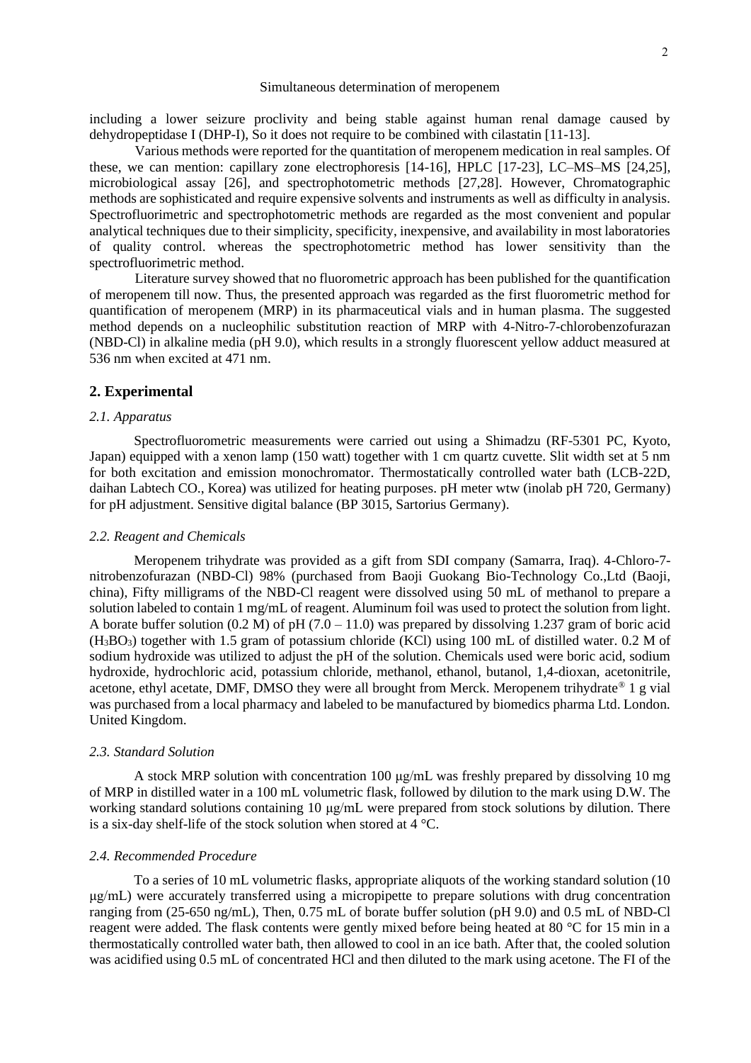including a lower seizure proclivity and being stable against human renal damage caused by dehydropeptidase I (DHP-I), So it does not require to be combined with cilastatin [11-13].

Various methods were reported for the quantitation of meropenem medication in real samples. Of these, we can mention: capillary zone electrophoresis [14-16], HPLC [17-23], LC–MS–MS [24,25], microbiological assay [26], and spectrophotometric methods [27,28]. However, Chromatographic methods are sophisticated and require expensive solvents and instruments as well as difficulty in analysis. Spectrofluorimetric and spectrophotometric methods are regarded as the most convenient and popular analytical techniques due to their simplicity, specificity, inexpensive, and availability in most laboratories of quality control. whereas the spectrophotometric method has lower sensitivity than the spectrofluorimetric method.

Literature survey showed that no fluorometric approach has been published for the quantification of meropenem till now. Thus, the presented approach was regarded as the first fluorometric method for quantification of meropenem (MRP) in its pharmaceutical vials and in human plasma. The suggested method depends on a nucleophilic substitution reaction of MRP with 4-Nitro-7-chlorobenzofurazan (NBD-Cl) in alkaline media (pH 9.0), which results in a strongly fluorescent yellow adduct measured at 536 nm when excited at 471 nm.

## 2. Experimental

### *2.1. Apparatus*

Spectrofluorometric measurements were carried out using a Shimadzu (RF-5301 PC, Kyoto, Japan) equipped with a xenon lamp (150 watt) together with 1 cm quartz cuvette. Slit width set at 5 nm for both excitation and emission monochromator. Thermostatically controlled water bath (LCB-22D, daihan Labtech CO., Korea) was utilized for heating purposes. pH meter wtw (inolab pH 720, Germany) for pH adjustment. Sensitive digital balance (BP 3015, Sartorius Germany).

### *2.2. Reagent and Chemicals*

Meropenem trihydrate was provided as a gift from SDI company (Samarra, Iraq). 4-Chloro-7-nitrobenzofurazan (NBD-Cl) 98% (purchased from Baoji Guokang Bio-Technology Co.,Ltd (Baoji, china), Fifty milligrams of the NBD-Cl reagent were dissolved using 50 mL of methanol to prepare a solution labeled to contain 1 mg/mL of reagent. Aluminum foil was used to protect the solution from light. A borate buffer solution (0.2 M) of pH (7.0 – 11.0) was prepared by dissolving 1.237 gram of boric acid ($H_3BO_3$) together with 1.5 gram of potassium chloride (KCl) using 100 mL of distilled water. 0.2 M of sodium hydroxide was utilized to adjust the pH of the solution. Chemicals used were boric acid, sodium hydroxide, hydrochloric acid, potassium chloride, methanol, ethanol, butanol, 1,4-dioxan, acetonitrile, acetone, ethyl acetate, DMF, DMSO they were all brought from Merck. Meropenem trihydrate® 1 g vial was purchased from a local pharmacy and labeled to be manufactured by biomedics pharma Ltd. London. United Kingdom.

### *2.3. Standard Solution*

A stock MRP solution with concentration 100 μg/mL was freshly prepared by dissolving 10 mg of MRP in distilled water in a 100 mL volumetric flask, followed by dilution to the mark using D.W. The working standard solutions containing 10 μg/mL were prepared from stock solutions by dilution. There is a six-day shelf-life of the stock solution when stored at 4 °C.

### *2.4. Recommended Procedure*

To a series of 10 mL volumetric flasks, appropriate aliquots of the working standard solution (10 μg/mL) were accurately transferred using a micropipette to prepare solutions with drug concentration ranging from (25-650 ng/mL), Then, 0.75 mL of borate buffer solution (pH 9.0) and 0.5 mL of NBD-Cl reagent were added. The flask contents were gently mixed before being heated at 80 °C for 15 min in a thermostatically controlled water bath, then allowed to cool in an ice bath. After that, the cooled solution was acidified using 0.5 mL of concentrated HCl and then diluted to the mark using acetone. The FI of the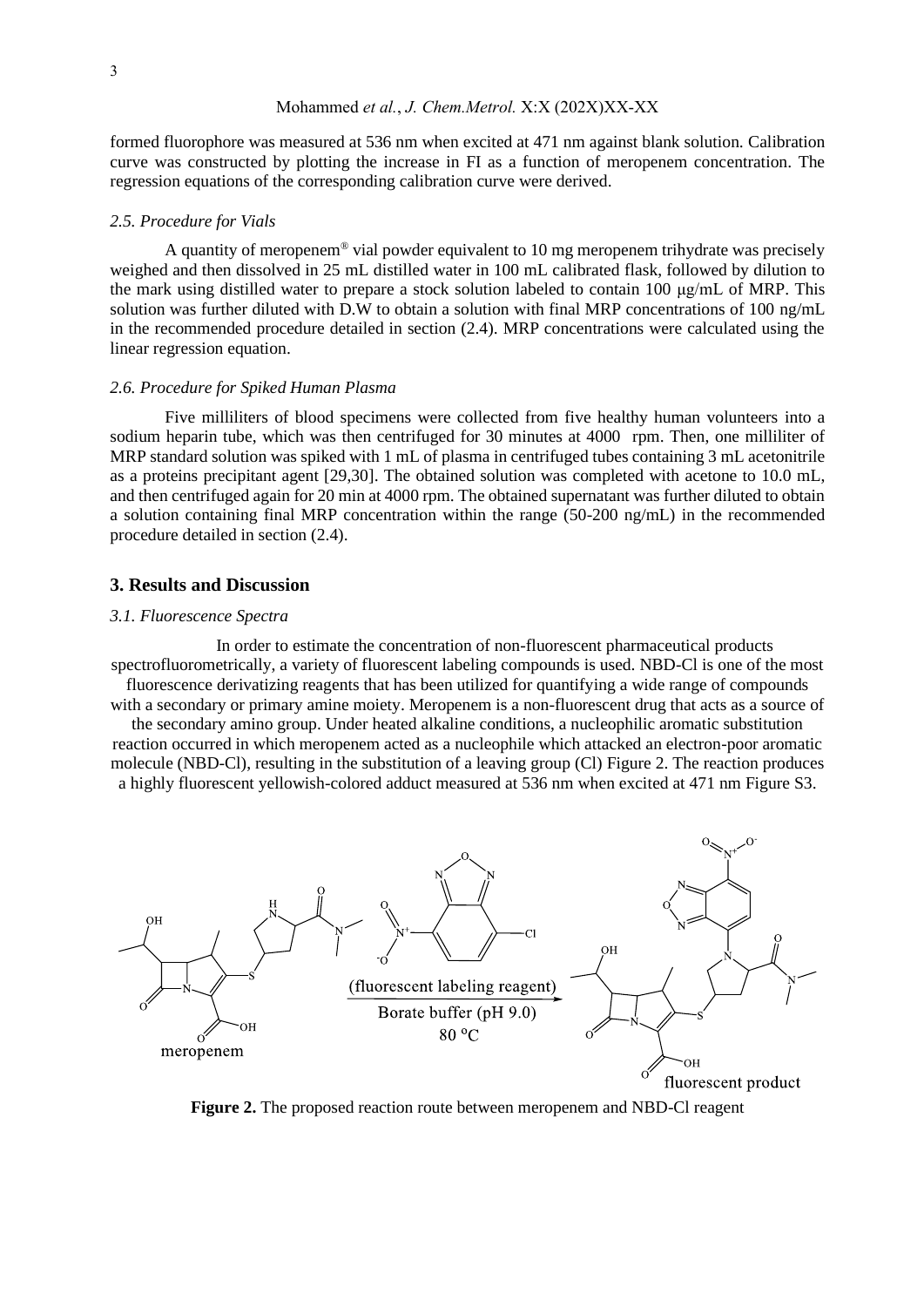formed fluorophore was measured at 536 nm when excited at 471 nm against blank solution. Calibration curve was constructed by plotting the increase in FI as a function of meropenem concentration. The regression equations of the corresponding calibration curve were derived.

### *2.5. Procedure for Vials*

A quantity of meropenem® vial powder equivalent to 10 mg meropenem trihydrate was precisely weighed and then dissolved in 25 mL distilled water in 100 mL calibrated flask, followed by dilution to the mark using distilled water to prepare a stock solution labeled to contain 100 μg/mL of MRP. This solution was further diluted with D.W to obtain a solution with final MRP concentrations of 100 ng/mL in the recommended procedure detailed in section (2.4). MRP concentrations were calculated using the linear regression equation.

### *2.6. Procedure for Spiked Human Plasma*

Five milliliters of blood specimens were collected from five healthy human volunteers into a sodium heparin tube, which was then centrifuged for 30 minutes at 4000 rpm. Then, one milliliter of MRP standard solution was spiked with 1 mL of plasma in centrifuged tubes containing 3 mL acetonitrile as a proteins precipitant agent [29,30]. The obtained solution was completed with acetone to 10.0 mL, and then centrifuged again for 20 min at 4000 rpm. The obtained supernatant was further diluted to obtain a solution containing final MRP concentration within the range (50-200 ng/mL) in the recommended procedure detailed in section (2.4).

## 3. Results and Discussion

### *3.1. Fluorescence Spectra*

In order to estimate the concentration of non-fluorescent pharmaceutical products spectrofluorometrically, a variety of fluorescent labeling compounds is used. NBD-Cl is one of the most fluorescence derivatizing reagents that has been utilized for quantifying a wide range of compounds with a secondary or primary amine moiety. Meropenem is a non-fluorescent drug that acts as a source of the secondary amino group. Under heated alkaline conditions, a nucleophilic aromatic substitution reaction occurred in which meropenem acted as a nucleophile which attacked an electron-poor aromatic molecule (NBD-Cl), resulting in the substitution of a leaving group (Cl) Figure 2. The reaction produces a highly fluorescent yellowish-colored adduct measured at 536 nm when excited at 471 nm Figure S3.

meropenem — (fluorescent labeling reagent) Borate buffer (pH 9.0) 80 °C → fluorescent product

**Figure 2.** The proposed reaction route between meropenem and NBD-Cl reagent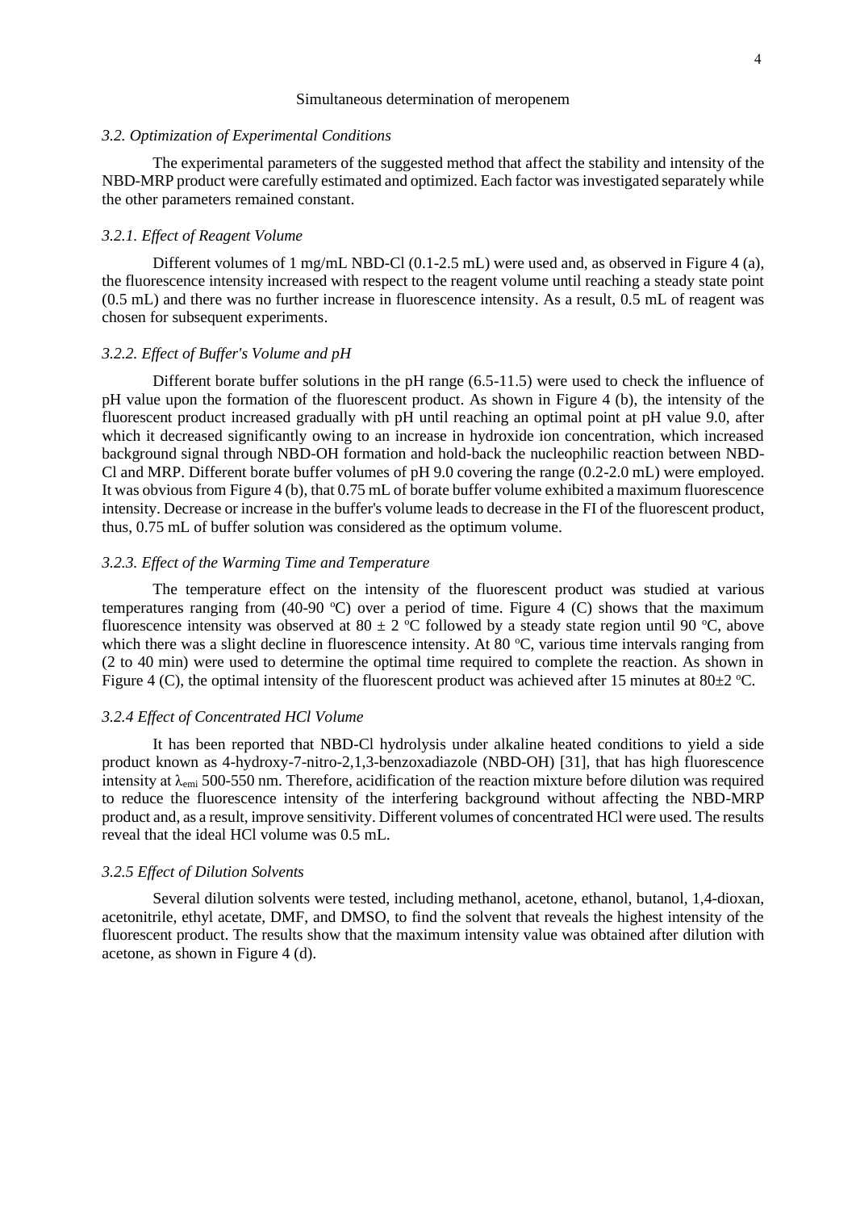### *3.2. Optimization of Experimental Conditions*

The experimental parameters of the suggested method that affect the stability and intensity of the NBD-MRP product were carefully estimated and optimized. Each factor was investigated separately while the other parameters remained constant.

#### *3.2.1. Effect of Reagent Volume*

Different volumes of 1 mg/mL NBD-Cl (0.1-2.5 mL) were used and, as observed in Figure 4 (a), the fluorescence intensity increased with respect to the reagent volume until reaching a steady state point (0.5 mL) and there was no further increase in fluorescence intensity. As a result, 0.5 mL of reagent was chosen for subsequent experiments.

#### *3.2.2. Effect of Buffer's Volume and pH*

Different borate buffer solutions in the pH range (6.5-11.5) were used to check the influence of pH value upon the formation of the fluorescent product. As shown in Figure 4 (b), the intensity of the fluorescent product increased gradually with pH until reaching an optimal point at pH value 9.0, after which it decreased significantly owing to an increase in hydroxide ion concentration, which increased background signal through NBD-OH formation and hold-back the nucleophilic reaction between NBD-Cl and MRP. Different borate buffer volumes of pH 9.0 covering the range (0.2-2.0 mL) were employed. It was obvious from Figure 4 (b), that 0.75 mL of borate buffer volume exhibited a maximum fluorescence intensity. Decrease or increase in the buffer's volume leads to decrease in the FI of the fluorescent product, thus, 0.75 mL of buffer solution was considered as the optimum volume.

#### *3.2.3. Effect of the Warming Time and Temperature*

The temperature effect on the intensity of the fluorescent product was studied at various temperatures ranging from (40-90 $^{o}$C) over a period of time. Figure 4 (C) shows that the maximum fluorescence intensity was observed at $80 \pm 2$ $^{o}$C followed by a steady state region until 90 $^{o}$C, above which there was a slight decline in fluorescence intensity. At 80 $^{o}$C, various time intervals ranging from (2 to 40 min) were used to determine the optimal time required to complete the reaction. As shown in Figure 4 (C), the optimal intensity of the fluorescent product was achieved after 15 minutes at $80\pm2$ $^{o}$C.

#### *3.2.4 Effect of Concentrated HCl Volume*

It has been reported that NBD-Cl hydrolysis under alkaline heated conditions to yield a side product known as 4-hydroxy-7-nitro-2,1,3-benzoxadiazole (NBD-OH) [31], that has high fluorescence intensity at $\lambda_{emi}$ 500-550 nm. Therefore, acidification of the reaction mixture before dilution was required to reduce the fluorescence intensity of the interfering background without affecting the NBD-MRP product and, as a result, improve sensitivity. Different volumes of concentrated HCl were used. The results reveal that the ideal HCl volume was 0.5 mL.

#### *3.2.5 Effect of Dilution Solvents*

Several dilution solvents were tested, including methanol, acetone, ethanol, butanol, 1,4-dioxan, acetonitrile, ethyl acetate, DMF, and DMSO, to find the solvent that reveals the highest intensity of the fluorescent product. The results show that the maximum intensity value was obtained after dilution with acetone, as shown in Figure 4 (d).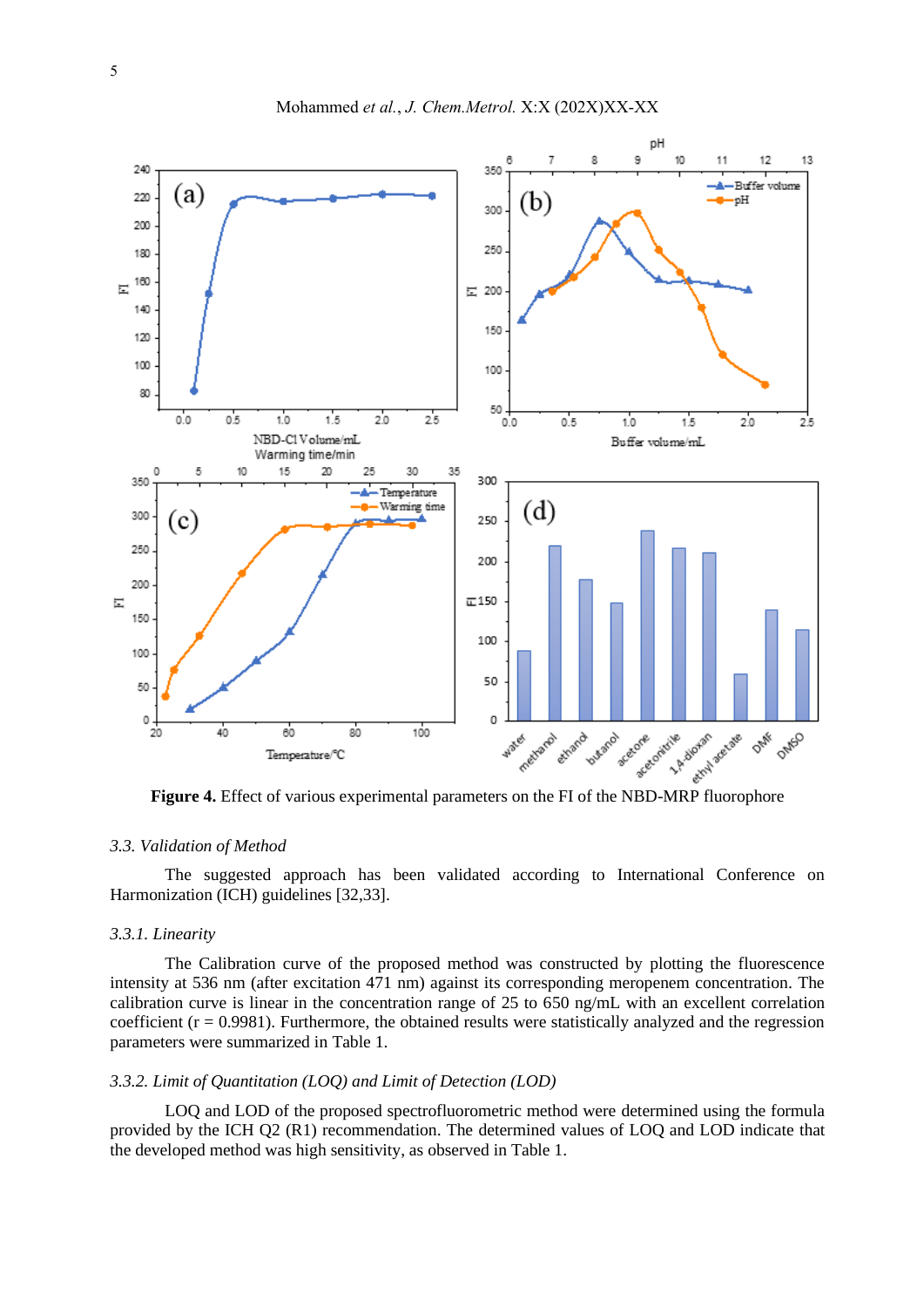**Figure 4.** Effect of various experimental parameters on the FI of the NBD-MRP fluorophore

### 3.3. Validation of Method

The suggested approach has been validated according to International Conference on Harmonization (ICH) guidelines [32,33].

#### 3.3.1. Linearity

The Calibration curve of the proposed method was constructed by plotting the fluorescence intensity at 536 nm (after excitation 471 nm) against its corresponding meropenem concentration. The calibration curve is linear in the concentration range of 25 to 650 ng/mL with an excellent correlation coefficient (r = 0.9981). Furthermore, the obtained results were statistically analyzed and the regression parameters were summarized in Table 1.

#### 3.3.2. Limit of Quantitation (LOQ) and Limit of Detection (LOD)

LOQ and LOD of the proposed spectrofluorometric method were determined using the formula provided by the ICH Q2 (R1) recommendation. The determined values of LOQ and LOD indicate that the developed method was high sensitivity, as observed in Table 1.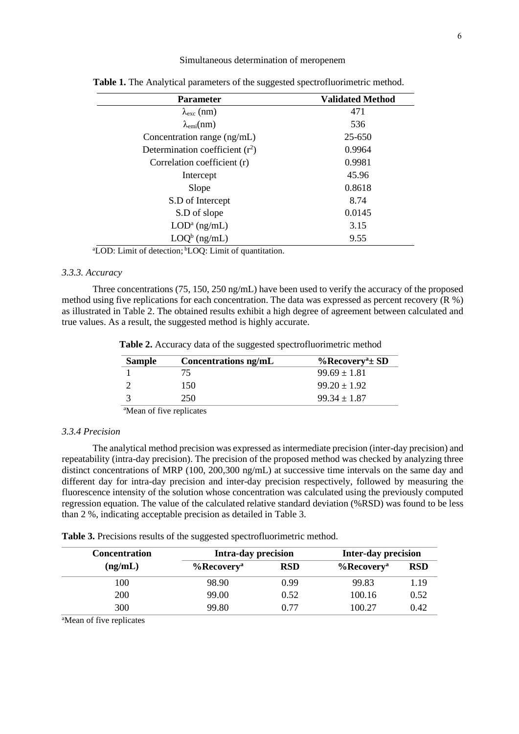**Table 1.** The Analytical parameters of the suggested spectrofluorimetric method.

| Parameter | Validated Method |
|---|---|
| $\lambda_{exc}$ (nm) | 471 |
| $\lambda_{emi}$(nm) | 536 |
| Concentration range (ng/mL) | 25-650 |
| Determination coefficient ($r^2$) | 0.9964 |
| Correlation coefficient (r) | 0.9981 |
| Intercept | 45.96 |
| Slope | 0.8618 |
| S.D of Intercept | 8.74 |
| S.D of slope | 0.0145 |
| LOD[a] (ng/mL) | 3.15 |
| LOQ[b] (ng/mL) | 9.55 |

[a]LOD: Limit of detection; [b]LOQ: Limit of quantitation.

### *3.3.3. Accuracy*

Three concentrations (75, 150, 250 ng/mL) have been used to verify the accuracy of the proposed method using five replications for each concentration. The data was expressed as percent recovery (R %) as illustrated in Table 2. The obtained results exhibit a high degree of agreement between calculated and true values. As a result, the suggested method is highly accurate.

**Table 2.** Accuracy data of the suggested spectrofluorimetric method

| Sample | Concentrations ng/mL | %Recovery[a] ± SD |
|---|---|---|
| 1 | 75 | 99.69 ± 1.81 |
| 2 | 150 | 99.20 ± 1.92 |
| 3 | 250 | 99.34 ± 1.87 |

[a]Mean of five replicates

### *3.3.4 Precision*

The analytical method precision was expressed as intermediate precision (inter-day precision) and repeatability (intra-day precision). The precision of the proposed method was checked by analyzing three distinct concentrations of MRP (100, 200,300 ng/mL) at successive time intervals on the same day and different day for intra-day precision and inter-day precision respectively, followed by measuring the fluorescence intensity of the solution whose concentration was calculated using the previously computed regression equation. The value of the calculated relative standard deviation (%RSD) was found to be less than 2 %, indicating acceptable precision as detailed in Table 3.

**Table 3.** Precisions results of the suggested spectrofluorimetric method.

| Concentration (ng/mL) | Intra-day precision | | Inter-day precision | |
|---|---|---|---|---|
| | %Recovery[a] | RSD | %Recovery[a] | RSD |
| 100 | 98.90 | 0.99 | 99.83 | 1.19 |
| 200 | 99.00 | 0.52 | 100.16 | 0.52 |
| 300 | 99.80 | 0.77 | 100.27 | 0.42 |

[a]Mean of five replicates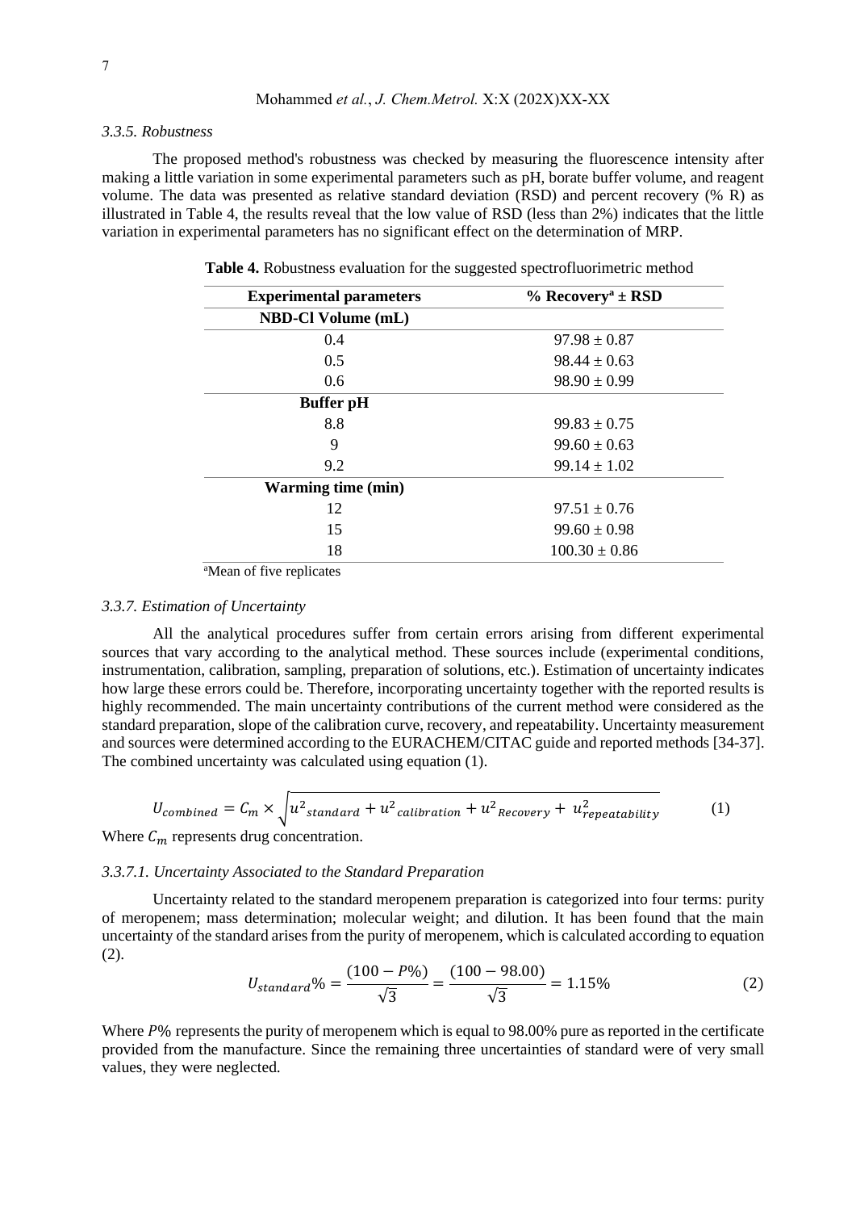### 3.3.5. Robustness

The proposed method's robustness was checked by measuring the fluorescence intensity after making a little variation in some experimental parameters such as pH, borate buffer volume, and reagent volume. The data was presented as relative standard deviation (RSD) and percent recovery (% R) as illustrated in Table 4, the results reveal that the low value of RSD (less than 2%) indicates that the little variation in experimental parameters has no significant effect on the determination of MRP.

**Table 4.** Robustness evaluation for the suggested spectrofluorimetric method

| Experimental parameters | % Recovery[a] ± RSD |
|---|---|
| **NBD-Cl Volume (mL)** | |
| 0.4 | 97.98 ± 0.87 |
| 0.5 | 98.44 ± 0.63 |
| 0.6 | 98.90 ± 0.99 |
| **Buffer pH** | |
| 8.8 | 99.83 ± 0.75 |
| 9 | 99.60 ± 0.63 |
| 9.2 | 99.14 ± 1.02 |
| **Warming time (min)** | |
| 12 | 97.51 ± 0.76 |
| 15 | 99.60 ± 0.98 |
| 18 | 100.30 ± 0.86 |

[a]Mean of five replicates

### 3.3.7. Estimation of Uncertainty

All the analytical procedures suffer from certain errors arising from different experimental sources that vary according to the analytical method. These sources include (experimental conditions, instrumentation, calibration, sampling, preparation of solutions, etc.). Estimation of uncertainty indicates how large these errors could be. Therefore, incorporating uncertainty together with the reported results is highly recommended. The main uncertainty contributions of the current method were considered as the standard preparation, slope of the calibration curve, recovery, and repeatability. Uncertainty measurement and sources were determined according to the EURACHEM/CITAC guide and reported methods [34-37]. The combined uncertainty was calculated using equation (1).

$$U_{combined} = C_m \times \sqrt{u^2{}_{standard} + u^2{}_{calibration} + u^2{}_{Recovery} + u^2_{repeatability}} \qquad (1)$$

Where $C_m$ represents drug concentration.

#### 3.3.7.1. Uncertainty Associated to the Standard Preparation

Uncertainty related to the standard meropenem preparation is categorized into four terms: purity of meropenem; mass determination; molecular weight; and dilution. It has been found that the main uncertainty of the standard arises from the purity of meropenem, which is calculated according to equation (2).

$$U_{standard}\% = \frac{(100 - P\%)}{\sqrt{3}} = \frac{(100 - 98.00)}{\sqrt{3}} = 1.15\% \qquad (2)$$

Where $P\%$ represents the purity of meropenem which is equal to 98.00% pure as reported in the certificate provided from the manufacture. Since the remaining three uncertainties of standard were of very small values, they were neglected.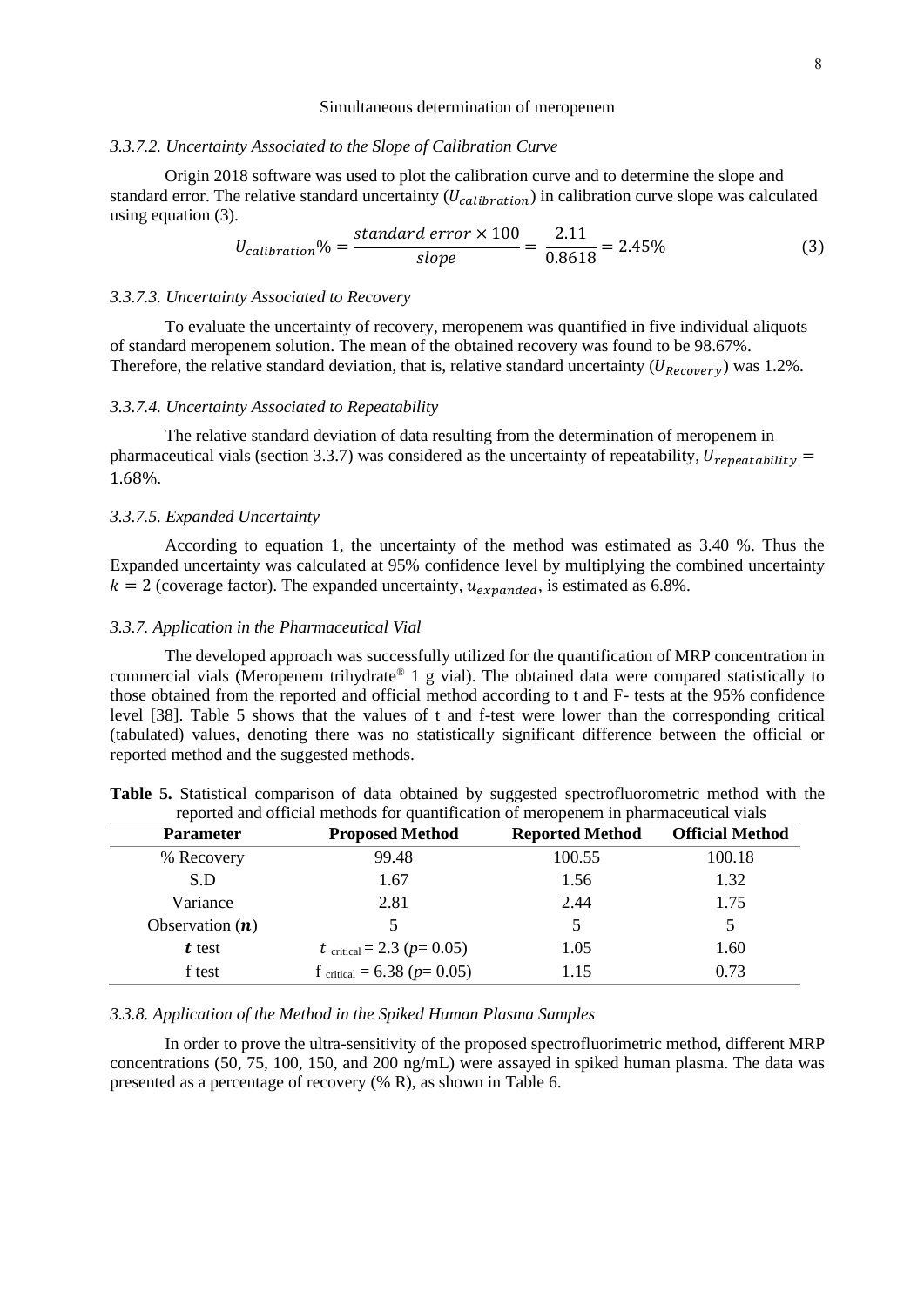### *3.3.7.2. Uncertainty Associated to the Slope of Calibration Curve*

Origin 2018 software was used to plot the calibration curve and to determine the slope and standard error. The relative standard uncertainty ($U_{calibration}$) in calibration curve slope was calculated using equation (3).

$$U_{calibration}\% = \frac{standard\ error \times 100}{slope} = \frac{2.11}{0.8618} = 2.45\% \tag{3}$$

### *3.3.7.3. Uncertainty Associated to Recovery*

To evaluate the uncertainty of recovery, meropenem was quantified in five individual aliquots of standard meropenem solution. The mean of the obtained recovery was found to be 98.67%. Therefore, the relative standard deviation, that is, relative standard uncertainty ($U_{Recovery}$) was 1.2%.

### *3.3.7.4. Uncertainty Associated to Repeatability*

The relative standard deviation of data resulting from the determination of meropenem in pharmaceutical vials (section 3.3.7) was considered as the uncertainty of repeatability, $U_{repeatability} = 1.68\%$.

### *3.3.7.5. Expanded Uncertainty*

According to equation 1, the uncertainty of the method was estimated as 3.40 %. Thus the Expanded uncertainty was calculated at 95% confidence level by multiplying the combined uncertainty $k = 2$ (coverage factor). The expanded uncertainty, $u_{expanded}$, is estimated as 6.8%.

### *3.3.7. Application in the Pharmaceutical Vial*

The developed approach was successfully utilized for the quantification of MRP concentration in commercial vials (Meropenem trihydrate® 1 g vial). The obtained data were compared statistically to those obtained from the reported and official method according to t and F- tests at the 95% confidence level [38]. Table 5 shows that the values of t and f-test were lower than the corresponding critical (tabulated) values, denoting there was no statistically significant difference between the official or reported method and the suggested methods.

**Table 5.** Statistical comparison of data obtained by suggested spectrofluorometric method with the reported and official methods for quantification of meropenem in pharmaceutical vials

| Parameter | Proposed Method | Reported Method | Official Method |
|---|---|---|---|
| % Recovery | 99.48 | 100.55 | 100.18 |
| S.D | 1.67 | 1.56 | 1.32 |
| Variance | 2.81 | 2.44 | 1.75 |
| Observation ($n$) | 5 | 5 | 5 |
| $t$ test | $t_{critical} = 2.3$ ($p = 0.05$) | 1.05 | 1.60 |
| f test | $f_{critical} = 6.38$ ($p = 0.05$) | 1.15 | 0.73 |

### *3.3.8. Application of the Method in the Spiked Human Plasma Samples*

In order to prove the ultra-sensitivity of the proposed spectrofluorimetric method, different MRP concentrations (50, 75, 100, 150, and 200 ng/mL) were assayed in spiked human plasma. The data was presented as a percentage of recovery (% R), as shown in Table 6.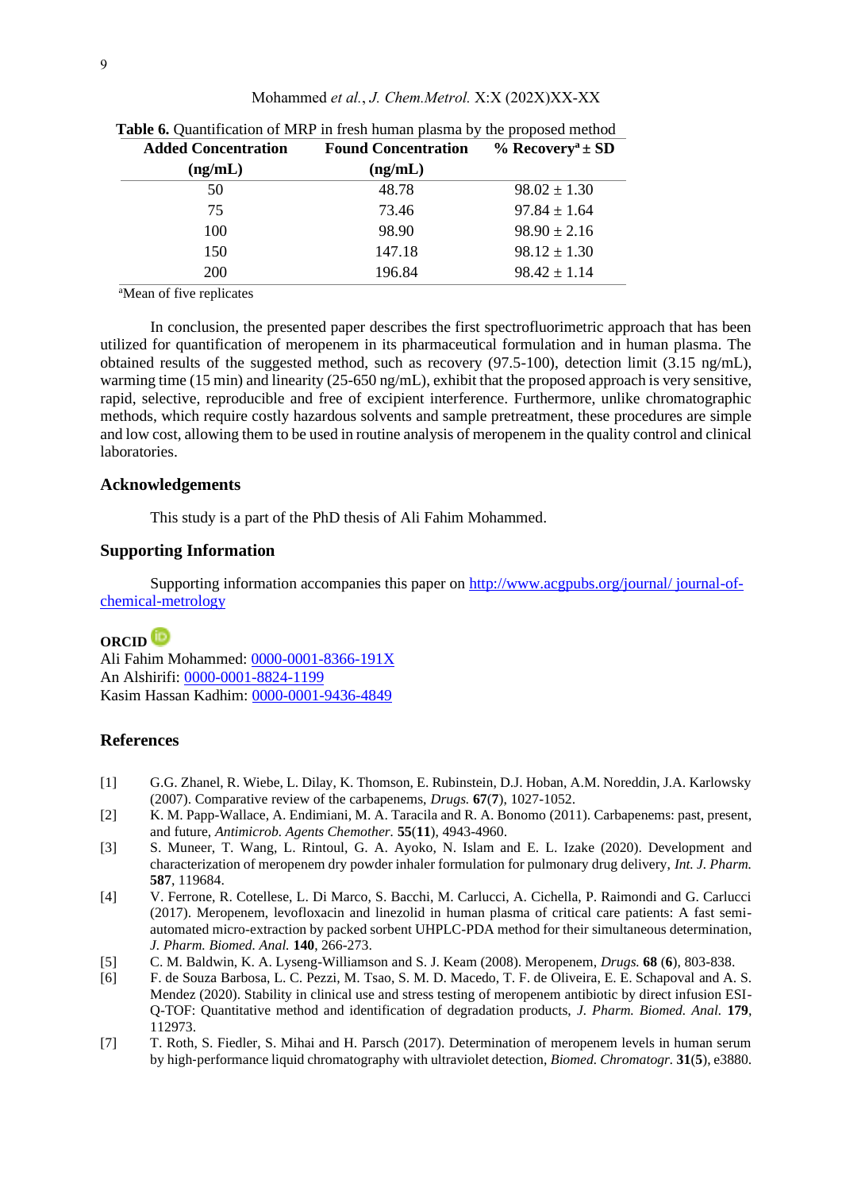**Table 6.** Quantification of MRP in fresh human plasma by the proposed method

| Added Concentration (ng/mL) | Found Concentration (ng/mL) | % Recovery[a] ± SD |
|---|---|---|
| 50 | 48.78 | 98.02 ± 1.30 |
| 75 | 73.46 | 97.84 ± 1.64 |
| 100 | 98.90 | 98.90 ± 2.16 |
| 150 | 147.18 | 98.12 ± 1.30 |
| 200 | 196.84 | 98.42 ± 1.14 |

[a]Mean of five replicates

In conclusion, the presented paper describes the first spectrofluorimetric approach that has been utilized for quantification of meropenem in its pharmaceutical formulation and in human plasma. The obtained results of the suggested method, such as recovery (97.5-100), detection limit (3.15 ng/mL), warming time (15 min) and linearity (25-650 ng/mL), exhibit that the proposed approach is very sensitive, rapid, selective, reproducible and free of excipient interference. Furthermore, unlike chromatographic methods, which require costly hazardous solvents and sample pretreatment, these procedures are simple and low cost, allowing them to be used in routine analysis of meropenem in the quality control and clinical laboratories.

## Acknowledgements

This study is a part of the PhD thesis of Ali Fahim Mohammed.

## Supporting Information

Supporting information accompanies this paper on http://www.acgpubs.org/journal/ journal-of-chemical-metrology

**ORCID**

Ali Fahim Mohammed: 0000-0001-8366-191X
An Alshirifi: 0000-0001-8824-1199
Kasim Hassan Kadhim: 0000-0001-9436-4849

## References

[1] G.G. Zhanel, R. Wiebe, L. Dilay, K. Thomson, E. Rubinstein, D.J. Hoban, A.M. Noreddin, J.A. Karlowsky (2007). Comparative review of the carbapenems, *Drugs.* **67**(**7**), 1027-1052.

[2] K. M. Papp-Wallace, A. Endimiani, M. A. Taracila and R. A. Bonomo (2011). Carbapenems: past, present, and future, *Antimicrob. Agents Chemother.* **55**(**11**), 4943-4960.

[3] S. Muneer, T. Wang, L. Rintoul, G. A. Ayoko, N. Islam and E. L. Izake (2020). Development and characterization of meropenem dry powder inhaler formulation for pulmonary drug delivery, *Int. J. Pharm.* **587**, 119684.

[4] V. Ferrone, R. Cotellese, L. Di Marco, S. Bacchi, M. Carlucci, A. Cichella, P. Raimondi and G. Carlucci (2017). Meropenem, levofloxacin and linezolid in human plasma of critical care patients: A fast semi-automated micro-extraction by packed sorbent UHPLC-PDA method for their simultaneous determination, *J. Pharm. Biomed. Anal.* **140**, 266-273.

[5] C. M. Baldwin, K. A. Lyseng-Williamson and S. J. Keam (2008). Meropenem, *Drugs.* **68** (**6**), 803-838.

[6] F. de Souza Barbosa, L. C. Pezzi, M. Tsao, S. M. D. Macedo, T. F. de Oliveira, E. E. Schapoval and A. S. Mendez (2020). Stability in clinical use and stress testing of meropenem antibiotic by direct infusion ESI-Q-TOF: Quantitative method and identification of degradation products, *J. Pharm. Biomed. Anal.* **179**, 112973.

[7] T. Roth, S. Fiedler, S. Mihai and H. Parsch (2017). Determination of meropenem levels in human serum by high-performance liquid chromatography with ultraviolet detection, *Biomed. Chromatogr.* **31**(**5**), e3880.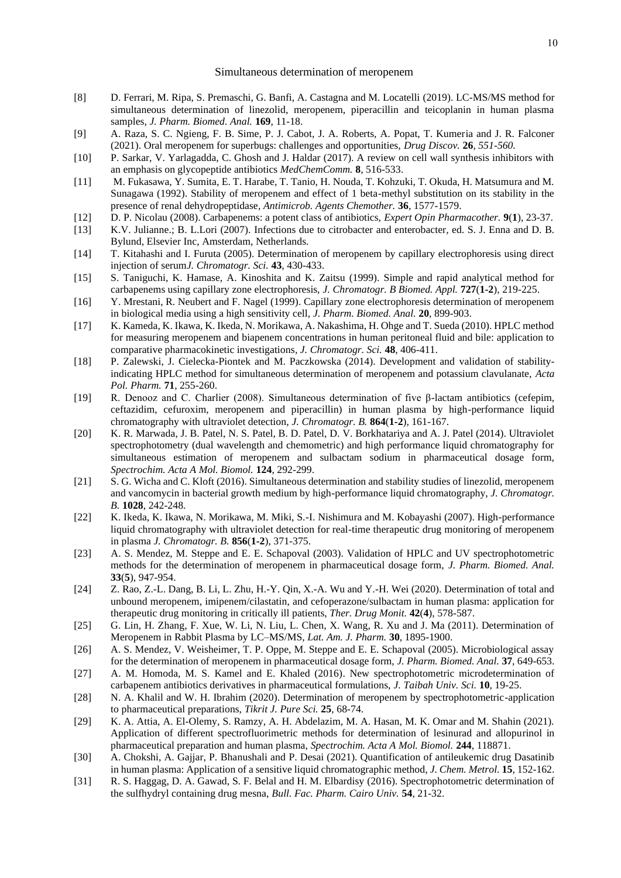[8] D. Ferrari, M. Ripa, S. Premaschi, G. Banfi, A. Castagna and M. Locatelli (2019). LC-MS/MS method for simultaneous determination of linezolid, meropenem, piperacillin and teicoplanin in human plasma samples, *J. Pharm. Biomed. Anal.* **169**, 11-18.

[9] A. Raza, S. C. Ngieng, F. B. Sime, P. J. Cabot, J. A. Roberts, A. Popat, T. Kumeria and J. R. Falconer (2021). Oral meropenem for superbugs: challenges and opportunities, *Drug Discov.* **26**, *551-560.*

[10] P. Sarkar, V. Yarlagadda, C. Ghosh and J. Haldar (2017). A review on cell wall synthesis inhibitors with an emphasis on glycopeptide antibiotics *MedChemComm.* **8**, 516-533.

[11] M. Fukasawa, Y. Sumita, E. T. Harabe, T. Tanio, H. Nouda, T. Kohzuki, T. Okuda, H. Matsumura and M. Sunagawa (1992). Stability of meropenem and effect of 1 beta-methyl substitution on its stability in the presence of renal dehydropeptidase, *Antimicrob. Agents Chemother.* **36**, 1577-1579.

[12] D. P. Nicolau (2008). Carbapenems: a potent class of antibiotics, *Expert Opin Pharmacother.* **9**(**1**), 23-37.

[13] K.V. Julianne.; B. L.Lori (2007). Infections due to citrobacter and enterobacter, ed. S. J. Enna and D. B. Bylund, Elsevier Inc, Amsterdam, Netherlands.

[14] T. Kitahashi and I. Furuta (2005). Determination of meropenem by capillary electrophoresis using direct injection of serum*J. Chromatogr. Sci.* **43**, 430-433.

[15] S. Taniguchi, K. Hamase, A. Kinoshita and K. Zaitsu (1999). Simple and rapid analytical method for carbapenems using capillary zone electrophoresis, *J. Chromatogr. B Biomed. Appl.* **727**(**1-2**), 219-225.

[16] Y. Mrestani, R. Neubert and F. Nagel (1999). Capillary zone electrophoresis determination of meropenem in biological media using a high sensitivity cell, *J. Pharm. Biomed. Anal.* **20**, 899-903.

[17] K. Kameda, K. Ikawa, K. Ikeda, N. Morikawa, A. Nakashima, H. Ohge and T. Sueda (2010). HPLC method for measuring meropenem and biapenem concentrations in human peritoneal fluid and bile: application to comparative pharmacokinetic investigations, *J. Chromatogr. Sci.* **48**, 406-411.

[18] P. Zalewski, J. Cielecka-Piontek and M. Paczkowska (2014). Development and validation of stability-indicating HPLC method for simultaneous determination of meropenem and potassium clavulanate, *Acta Pol. Pharm.* **71**, 255-260.

[19] R. Denooz and C. Charlier (2008). Simultaneous determination of five β-lactam antibiotics (cefepim, ceftazidim, cefuroxim, meropenem and piperacillin) in human plasma by high-performance liquid chromatography with ultraviolet detection, *J. Chromatogr. B.* **864**(**1-2**), 161-167.

[20] K. R. Marwada, J. B. Patel, N. S. Patel, B. D. Patel, D. V. Borkhatariya and A. J. Patel (2014). Ultraviolet spectrophotometry (dual wavelength and chemometric) and high performance liquid chromatography for simultaneous estimation of meropenem and sulbactam sodium in pharmaceutical dosage form, *Spectrochim. Acta A Mol. Biomol.* **124**, 292-299.

[21] S. G. Wicha and C. Kloft (2016). Simultaneous determination and stability studies of linezolid, meropenem and vancomycin in bacterial growth medium by high-performance liquid chromatography, *J. Chromatogr. B.* **1028**, 242-248.

[22] K. Ikeda, K. Ikawa, N. Morikawa, M. Miki, S.-I. Nishimura and M. Kobayashi (2007). High-performance liquid chromatography with ultraviolet detection for real-time therapeutic drug monitoring of meropenem in plasma *J. Chromatogr. B.* **856**(**1-2**), 371-375.

[23] A. S. Mendez, M. Steppe and E. E. Schapoval (2003). Validation of HPLC and UV spectrophotometric methods for the determination of meropenem in pharmaceutical dosage form, *J. Pharm. Biomed. Anal.* **33**(**5**), 947-954.

[24] Z. Rao, Z.-L. Dang, B. Li, L. Zhu, H.-Y. Qin, X.-A. Wu and Y.-H. Wei (2020). Determination of total and unbound meropenem, imipenem/cilastatin, and cefoperazone/sulbactam in human plasma: application for therapeutic drug monitoring in critically ill patients, *Ther. Drug Monit.* **42**(**4**), 578-587.

[25] G. Lin, H. Zhang, F. Xue, W. Li, N. Liu, L. Chen, X. Wang, R. Xu and J. Ma (2011). Determination of Meropenem in Rabbit Plasma by LC–MS/MS, *Lat. Am. J. Pharm.* **30**, 1895-1900.

[26] A. S. Mendez, V. Weisheimer, T. P. Oppe, M. Steppe and E. E. Schapoval (2005). Microbiological assay for the determination of meropenem in pharmaceutical dosage form, *J. Pharm. Biomed. Anal.* **37**, 649-653.

[27] A. M. Homoda, M. S. Kamel and E. Khaled (2016). New spectrophotometric microdetermination of carbapenem antibiotics derivatives in pharmaceutical formulations, *J. Taibah Univ. Sci.* **10**, 19-25.

[28] N. A. Khalil and W. H. Ibrahim (2020). Determination of meropenem by spectrophotometric-application to pharmaceutical preparations, *Tikrit J. Pure Sci.* **25**, 68-74.

[29] K. A. Attia, A. El-Olemy, S. Ramzy, A. H. Abdelazim, M. A. Hasan, M. K. Omar and M. Shahin (2021). Application of different spectrofluorimetric methods for determination of lesinurad and allopurinol in pharmaceutical preparation and human plasma, *Spectrochim. Acta A Mol. Biomol.* **244**, 118871.

[30] A. Chokshi, A. Gajjar, P. Bhanushali and P. Desai (2021). Quantification of antileukemic drug Dasatinib in human plasma: Application of a sensitive liquid chromatographic method, *J. Chem. Metrol.* **15**, 152-162.

[31] R. S. Haggag, D. A. Gawad, S. F. Belal and H. M. Elbardisy (2016). Spectrophotometric determination of the sulfhydryl containing drug mesna, *Bull. Fac. Pharm. Cairo Univ.* **54**, 21-32.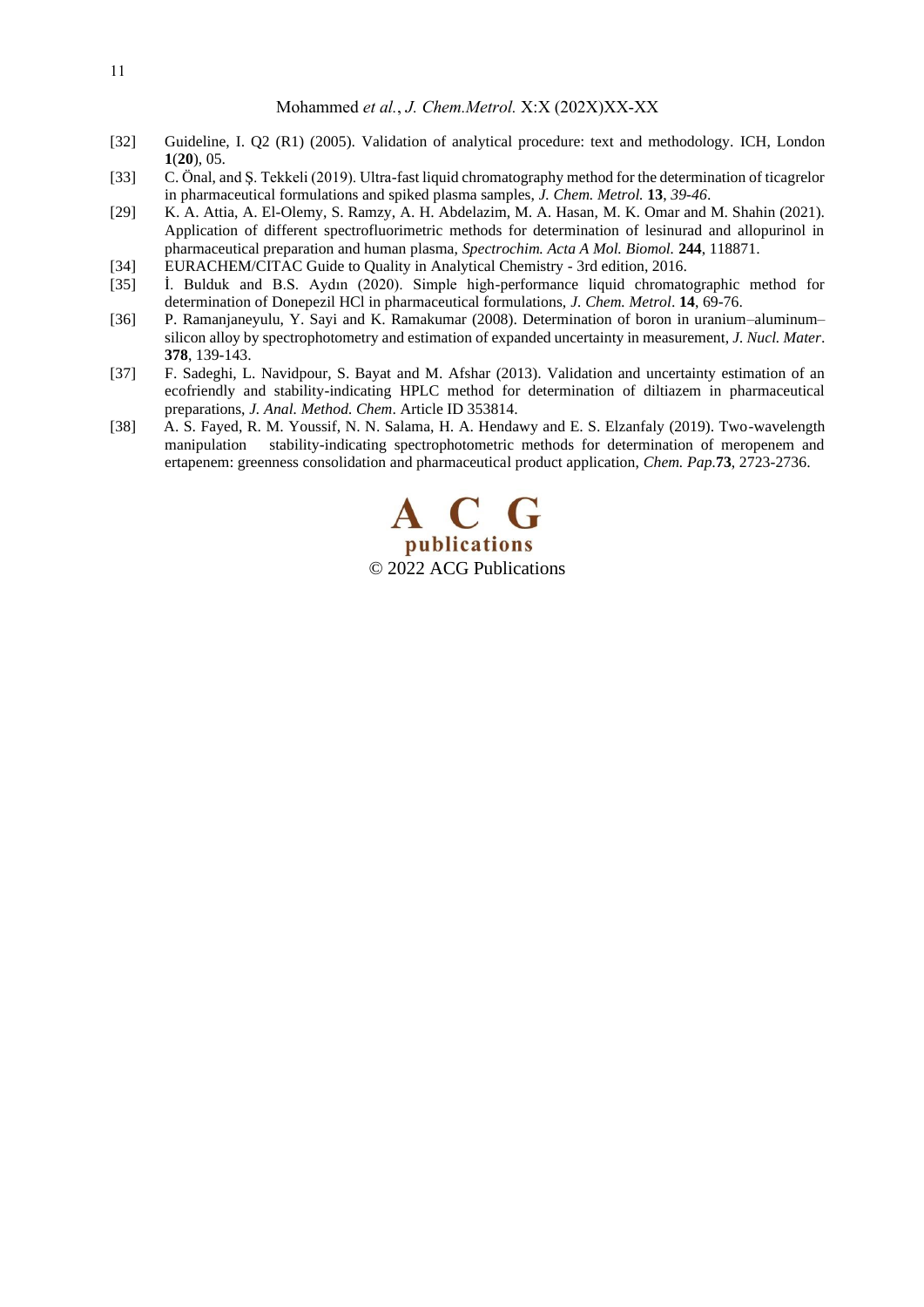[32] Guideline, I. Q2 (R1) (2005). Validation of analytical procedure: text and methodology. ICH, London **1**(**20**), 05.

[33] C. Önal, and Ş. Tekkeli (2019). Ultra-fast liquid chromatography method for the determination of ticagrelor in pharmaceutical formulations and spiked plasma samples, *J. Chem. Metrol.* **13**, *39-46*.

[29] K. A. Attia, A. El-Olemy, S. Ramzy, A. H. Abdelazim, M. A. Hasan, M. K. Omar and M. Shahin (2021). Application of different spectrofluorimetric methods for determination of lesinurad and allopurinol in pharmaceutical preparation and human plasma, *Spectrochim. Acta A Mol. Biomol.* **244**, 118871.

[34] EURACHEM/CITAC Guide to Quality in Analytical Chemistry - 3rd edition, 2016.

[35] İ. Bulduk and B.S. Aydın (2020). Simple high-performance liquid chromatographic method for determination of Donepezil HCl in pharmaceutical formulations, *J. Chem. Metrol*. **14**, 69-76.

[36] P. Ramanjaneyulu, Y. Sayi and K. Ramakumar (2008). Determination of boron in uranium–aluminum–silicon alloy by spectrophotometry and estimation of expanded uncertainty in measurement, *J. Nucl. Mater*. **378**, 139-143.

[37] F. Sadeghi, L. Navidpour, S. Bayat and M. Afshar (2013). Validation and uncertainty estimation of an ecofriendly and stability-indicating HPLC method for determination of diltiazem in pharmaceutical preparations, *J. Anal. Method. Chem*. Article ID 353814.

[38] A. S. Fayed, R. M. Youssif, N. N. Salama, H. A. Hendawy and E. S. Elzanfaly (2019). Two-wavelength manipulation stability-indicating spectrophotometric methods for determination of meropenem and ertapenem: greenness consolidation and pharmaceutical product application, *Chem. Pap.***73**, 2723-2736.

A C G
publications
© 2022 ACG Publications